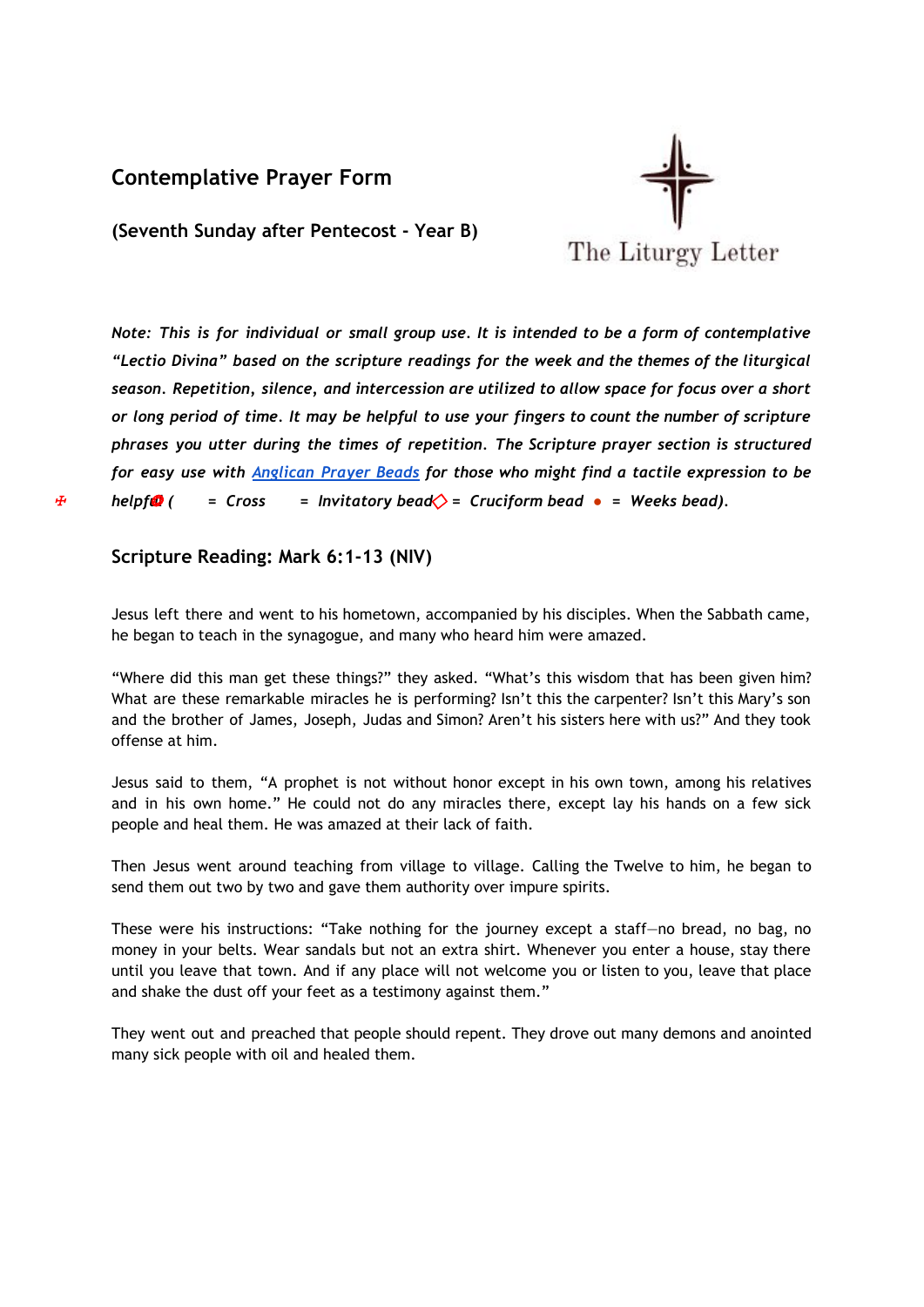## Contemplative Prayer Form

**(Seventh Sunday after Pentecost - Year B)**

The Liturgy Letter

*Note: This is for individual or small group use. It is intended to be a form of contemplative "Lectio Divina" based on the scripture readings for the week and the themes of the liturgical season. Repetition, silence, and intercession are utilized to allow space for focus over a short or long period of time. It may be helpful to use your fingers to count the number of scripture phrases you utter during the times of repetition. The Scripture prayer section is structured for easy use with [Anglican Prayer Beads]() for those who might find a tactile expression to be helpful (✠ = Cross ● = Invitatory bead ◇ = Cruciform bead ● = Weeks bead).*

### Scripture Reading: Mark 6:1-13 (NIV)

Jesus left there and went to his hometown, accompanied by his disciples. When the Sabbath came, he began to teach in the synagogue, and many who heard him were amazed.

"Where did this man get these things?" they asked. "What's this wisdom that has been given him? What are these remarkable miracles he is performing? Isn't this the carpenter? Isn't this Mary's son and the brother of James, Joseph, Judas and Simon? Aren't his sisters here with us?" And they took offense at him.

Jesus said to them, "A prophet is not without honor except in his own town, among his relatives and in his own home." He could not do any miracles there, except lay his hands on a few sick people and heal them. He was amazed at their lack of faith.

Then Jesus went around teaching from village to village. Calling the Twelve to him, he began to send them out two by two and gave them authority over impure spirits.

These were his instructions: "Take nothing for the journey except a staff—no bread, no bag, no money in your belts. Wear sandals but not an extra shirt. Whenever you enter a house, stay there until you leave that town. And if any place will not welcome you or listen to you, leave that place and shake the dust off your feet as a testimony against them."

They went out and preached that people should repent. They drove out many demons and anointed many sick people with oil and healed them.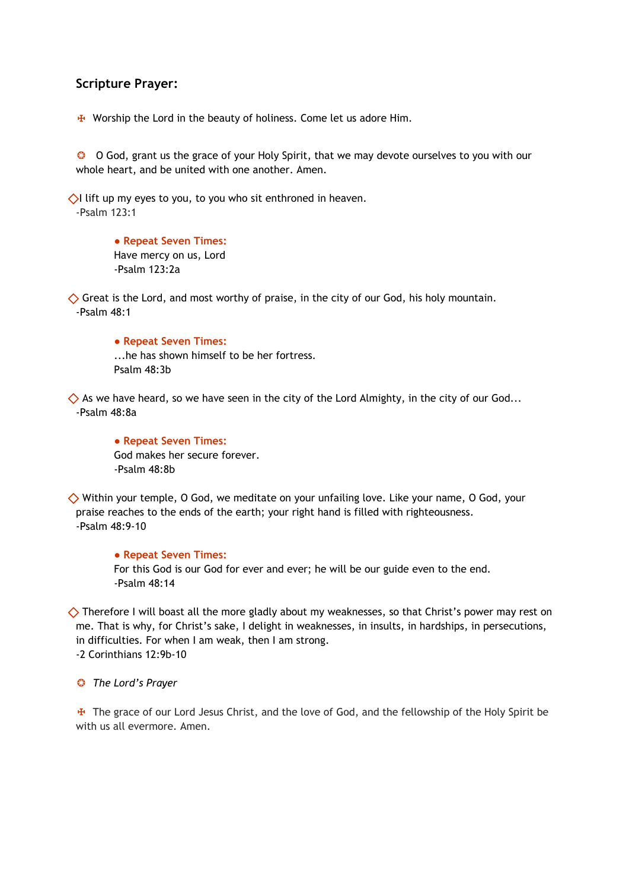### Scripture Prayer:

✠ Worship the Lord in the beauty of holiness. Come let us adore Him.

❂ O God, grant us the grace of your Holy Spirit, that we may devote ourselves to you with our whole heart, and be united with one another. Amen.

◇I lift up my eyes to you, to you who sit enthroned in heaven.
-Psalm 123:1

> ● **Repeat Seven Times:**
> Have mercy on us, Lord
> -Psalm 123:2a

◇ Great is the Lord, and most worthy of praise, in the city of our God, his holy mountain.
-Psalm 48:1

> ● **Repeat Seven Times:**
> ...he has shown himself to be her fortress.
> Psalm 48:3b

◇ As we have heard, so we have seen in the city of the Lord Almighty, in the city of our God...
-Psalm 48:8a

> ● **Repeat Seven Times:**
> God makes her secure forever.
> -Psalm 48:8b

◇ Within your temple, O God, we meditate on your unfailing love. Like your name, O God, your praise reaches to the ends of the earth; your right hand is filled with righteousness.
-Psalm 48:9-10

> ● **Repeat Seven Times:**
> For this God is our God for ever and ever; he will be our guide even to the end.
> -Psalm 48:14

◇ Therefore I will boast all the more gladly about my weaknesses, so that Christ's power may rest on me. That is why, for Christ's sake, I delight in weaknesses, in insults, in hardships, in persecutions, in difficulties. For when I am weak, then I am strong.
-2 Corinthians 12:9b-10

❂ *The Lord's Prayer*

✠ The grace of our Lord Jesus Christ, and the love of God, and the fellowship of the Holy Spirit be with us all evermore. Amen.